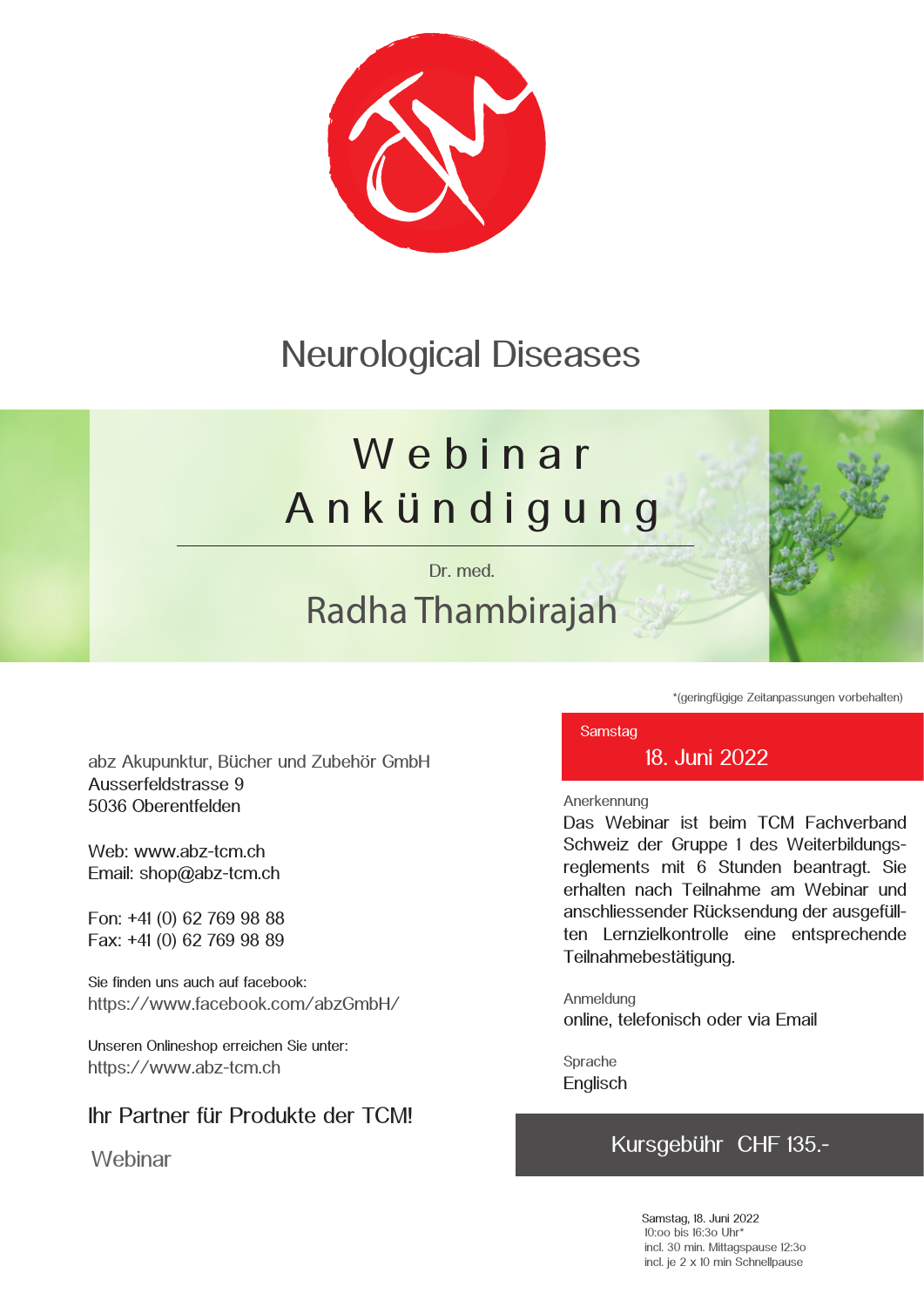# Neurological Diseases

## Webinar Ankündigung

Dr. med.

## Radha Thambirajah

*(geringfügige Zeitanpassungen vorbehalten)

Samstag

**18. Juni 2022**

Anerkennung

Das Webinar ist beim TCM Fachverband Schweiz der Gruppe 1 des Weiterbildungs-reglements mit 6 Stunden beantragt. Sie erhalten nach Teilnahme am Webinar und anschliessender Rücksendung der ausgefüll-ten Lernzielkontrolle eine entsprechende Teilnahmebestätigung.

Anmeldung

online, telefonisch oder via Email

Sprache

Englisch

**Kursgebühr CHF 135.-**

Samstag, 18. Juni 2022
10:oo bis 16:3o Uhr*
incl. 30 min. Mittagspause 12:3o
incl. je 2 x 10 min Schnellpause

abz Akupunktur, Bücher und Zubehör GmbH
Ausserfeldstrasse 9
5036 Oberentfelden

Web: www.abz-tcm.ch
Email: shop@abz-tcm.ch

Fon: +41 (0) 62 769 98 88
Fax: +41 (0) 62 769 98 89

Sie finden uns auch auf facebook:
https://www.facebook.com/abzGmbH/

Unseren Onlineshop erreichen Sie unter:
https://www.abz-tcm.ch

Ihr Partner für Produkte der TCM!

Webinar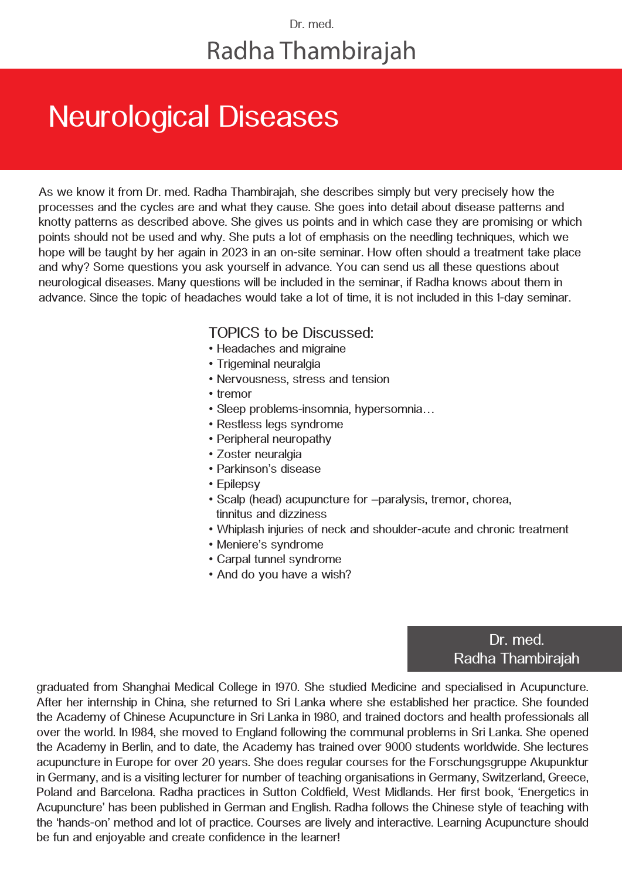Dr. med.

# Radha Thambirajah

## Neurological Diseases

As we know it from Dr. med. Radha Thambirajah, she describes simply but very precisely how the processes and the cycles are and what they cause. She goes into detail about disease patterns and knotty patterns as described above. She gives us points and in which case they are promising or which points should not be used and why. She puts a lot of emphasis on the needling techniques, which we hope will be taught by her again in 2023 in an on-site seminar. How often should a treatment take place and why? Some questions you ask yourself in advance. You can send us all these questions about neurological diseases. Many questions will be included in the seminar, if Radha knows about them in advance. Since the topic of headaches would take a lot of time, it is not included in this 1-day seminar.

### TOPICS to be Discussed:

- Headaches and migraine
- Trigeminal neuralgia
- Nervousness, stress and tension
- tremor
- Sleep problems-insomnia, hypersomnia…
- Restless legs syndrome
- Peripheral neuropathy
- Zoster neuralgia
- Parkinson's disease
- Epilepsy
- Scalp (head) acupuncture for –paralysis, tremor, chorea, tinnitus and dizziness
- Whiplash injuries of neck and shoulder-acute and chronic treatment
- Meniere's syndrome
- Carpal tunnel syndrome
- And do you have a wish?

### Dr. med. Radha Thambirajah

graduated from Shanghai Medical College in 1970. She studied Medicine and specialised in Acupuncture. After her internship in China, she returned to Sri Lanka where she established her practice. She founded the Academy of Chinese Acupuncture in Sri Lanka in 1980, and trained doctors and health professionals all over the world. In 1984, she moved to England following the communal problems in Sri Lanka. She opened the Academy in Berlin, and to date, the Academy has trained over 9000 students worldwide. She lectures acupuncture in Europe for over 20 years. She does regular courses for the Forschungsgruppe Akupunktur in Germany, and is a visiting lecturer for number of teaching organisations in Germany, Switzerland, Greece, Poland and Barcelona. Radha practices in Sutton Coldfield, West Midlands. Her first book, 'Energetics in Acupuncture' has been published in German and English. Radha follows the Chinese style of teaching with the 'hands-on' method and lot of practice. Courses are lively and interactive. Learning Acupuncture should be fun and enjoyable and create confidence in the learner!